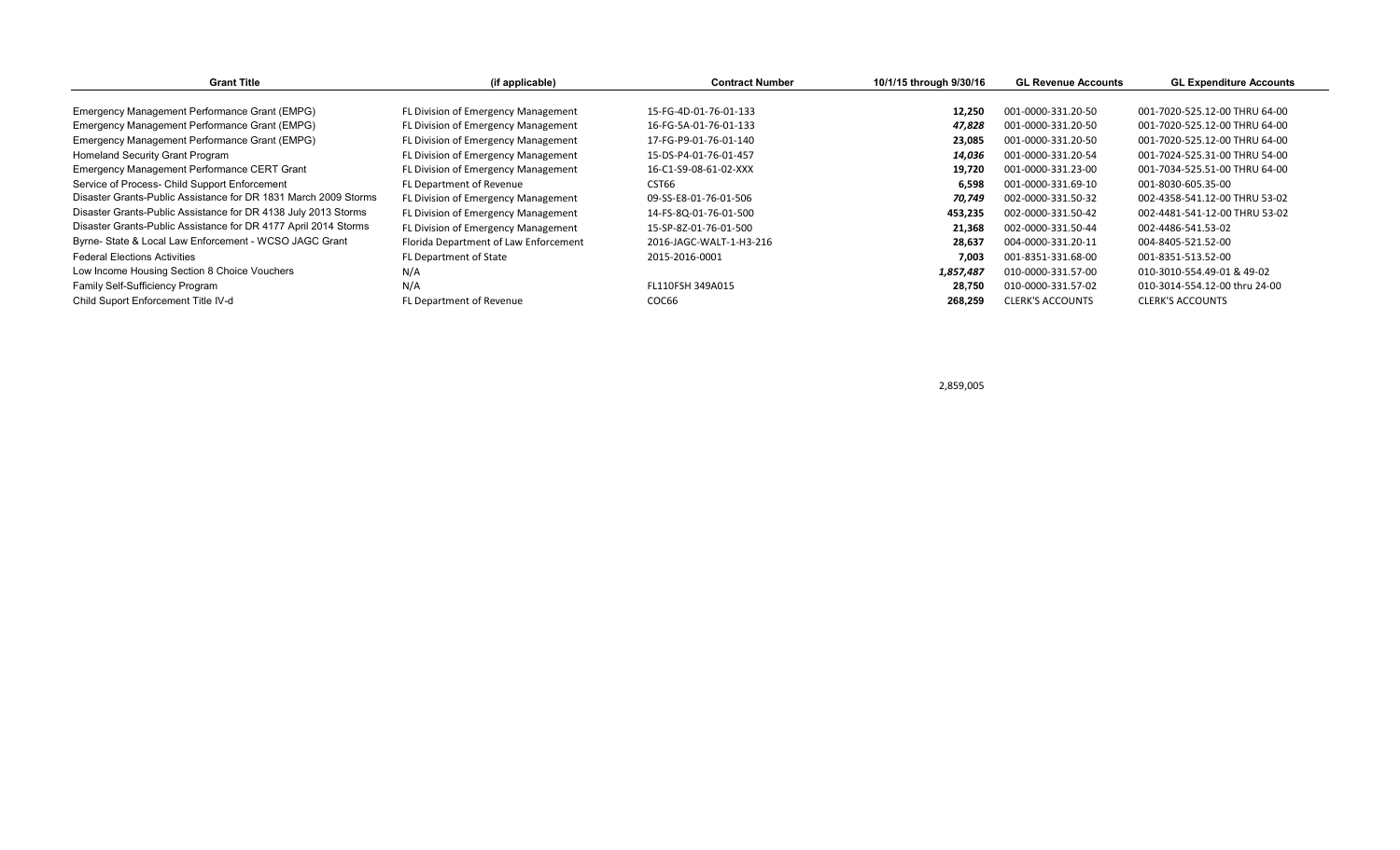| Grant Title | (if applicable) | Contract Number | 10/1/15 through 9/30/16 | GL Revenue Accounts | GL Expenditure Accounts |
|---|---|---|---|---|---|
| Emergency Management Performance Grant (EMPG) | FL Division of Emergency Management | 15-FG-4D-01-76-01-133 | 12,250 | 001-0000-331.20-50 | 001-7020-525.12-00 THRU 64-00 |
| Emergency Management Performance Grant (EMPG) | FL Division of Emergency Management | 16-FG-5A-01-76-01-133 | *47,828* | 001-0000-331.20-50 | 001-7020-525.12-00 THRU 64-00 |
| Emergency Management Performance Grant (EMPG) | FL Division of Emergency Management | 17-FG-P9-01-76-01-140 | 23,085 | 001-0000-331.20-50 | 001-7020-525.12-00 THRU 64-00 |
| Homeland Security Grant Program | FL Division of Emergency Management | 15-DS-P4-01-76-01-457 | *14,036* | 001-0000-331.20-54 | 001-7024-525.31-00 THRU 54-00 |
| Emergency Management Performance CERT Grant | FL Division of Emergency Management | 16-C1-S9-08-61-02-XXX | 19,720 | 001-0000-331.23-00 | 001-7034-525.51-00 THRU 64-00 |
| Service of Process- Child Support Enforcement | FL Department of Revenue | CST66 | 6,598 | 001-0000-331.69-10 | 001-8030-605.35-00 |
| Disaster Grants-Public Assistance for DR 1831 March 2009 Storms | FL Division of Emergency Management | 09-SS-E8-01-76-01-506 | *70,749* | 002-0000-331.50-32 | 002-4358-541.12-00 THRU 53-02 |
| Disaster Grants-Public Assistance for DR 4138 July 2013 Storms | FL Division of Emergency Management | 14-FS-8Q-01-76-01-500 | 453,235 | 002-0000-331.50-42 | 002-4481-541-12-00 THRU 53-02 |
| Disaster Grants-Public Assistance for DR 4177 April 2014 Storms | FL Division of Emergency Management | 15-SP-8Z-01-76-01-500 | 21,368 | 002-0000-331.50-44 | 002-4486-541.53-02 |
| Byrne- State & Local Law Enforcement - WCSO JAGC Grant | Florida Department of Law Enforcement | 2016-JAGC-WALT-1-H3-216 | 28,637 | 004-0000-331.20-11 | 004-8405-521.52-00 |
| Federal Elections Activities | FL Department of State | 2015-2016-0001 | 7,003 | 001-8351-331.68-00 | 001-8351-513.52-00 |
| Low Income Housing Section 8 Choice Vouchers | N/A | | *1,857,487* | 010-0000-331.57-00 | 010-3010-554.49-01 & 49-02 |
| Family Self-Sufficiency Program | N/A | FL110FSH 349A015 | 28,750 | 010-0000-331.57-02 | 010-3014-554.12-00 thru 24-00 |
| Child Suport Enforcement Title IV-d | FL Department of Revenue | COC66 | 268,259 | CLERK'S ACCOUNTS | CLERK'S ACCOUNTS |
| | | | 2,859,005 | | |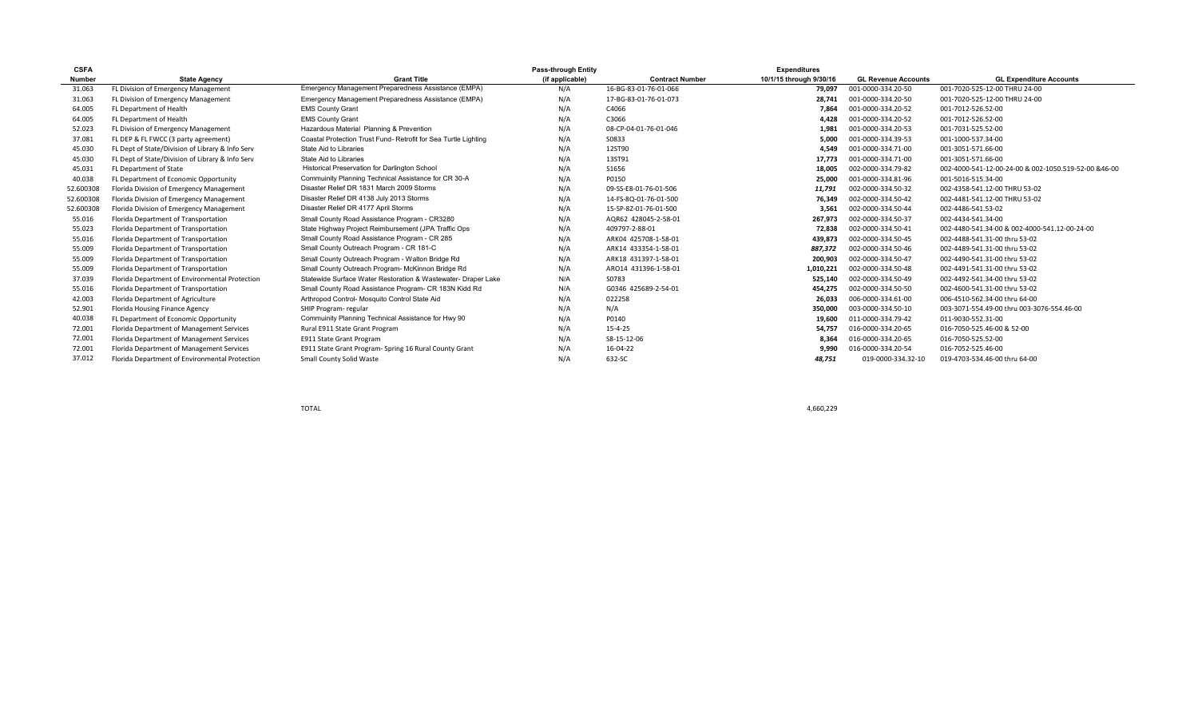| CSFA Number | State Agency | Grant Title | Pass-through Entity (if applicable) | Contract Number | Expenditures 10/1/15 through 9/30/16 | GL Revenue Accounts | GL Expenditure Accounts |
|---|---|---|---|---|---|---|---|
| 31.063 | FL Division of Emergency Management | Emergency Management Preparedness Assistance (EMPA) | N/A | 16-BG-83-01-76-01-066 | **79,097** | 001-0000-334.20-50 | 001-7020-525-12-00 THRU 24-00 |
| 31.063 | FL Division of Emergency Management | Emergency Management Preparedness Assistance (EMPA) | N/A | 17-BG-83-01-76-01-073 | **28,741** | 001-0000-334.20-50 | 001-7020-525-12-00 THRU 24-00 |
| 64.005 | FL Department of Health | EMS County Grant | N/A | C4066 | **7,864** | 001-0000-334.20-52 | 001-7012-526.52-00 |
| 64.005 | FL Department of Health | EMS County Grant | N/A | C3066 | **4,428** | 001-0000-334.20-52 | 001-7012-526.52-00 |
| 52.023 | FL Division of Emergency Management | Hazardous Material Planning & Prevention | N/A | 08-CP-04-01-76-01-046 | **1,981** | 001-0000-334.20-53 | 001-7031-525.52-00 |
| 37.081 | FL DEP & FL FWCC (3 party agreement) | Coastal Protection Trust Fund- Retrofit for Sea Turtle Lighting | N/A | S0833 | **5,000** | 001-0000-334.39-53 | 001-1000-537.34-00 |
| 45.030 | FL Dept of State/Division of Library & Info Serv | State Aid to Libraries | N/A | 12ST90 | **4,549** | 001-0000-334.71-00 | 001-3051-571.66-00 |
| 45.030 | FL Dept of State/Division of Library & Info Serv | State Aid to Libraries | N/A | 13ST91 | **17,773** | 001-0000-334.71-00 | 001-3051-571.66-00 |
| 45.031 | FL Department of State | Historical Preservation for Darlington School | N/A | S1656 | **18,005** | 002-0000-334.79-82 | 002-4000-541-12-00-24-00 & 002-1050.519-52-00 &46-00 |
| 40.038 | FL Department of Economic Opportunity | Commuinity Planning Technical Assistance for CR 30-A | N/A | P0150 | **25,000** | 001-0000-334.81-96 | 001-5016-515.34-00 |
| 52.600308 | Florida Division of Emergency Management | Disaster Relief DR 1831 March 2009 Storms | N/A | 09-SS-E8-01-76-01-506 | ***11,791*** | 002-0000-334.50-32 | 002-4358-541.12-00 THRU 53-02 |
| 52.600308 | Florida Division of Emergency Management | Disaster Relief DR 4138 July 2013 Storms | N/A | 14-FS-8Q-01-76-01-500 | **76,349** | 002-0000-334.50-42 | 002-4481-541.12-00 THRU 53-02 |
| 52.600308 | Florida Division of Emergency Management | Disaster Relief DR 4177 April Storms | N/A | 15-SP-8Z-01-76-01-500 | **3,561** | 002-0000-334.50-44 | 002-4486-541.53-02 |
| 55.016 | Florida Department of Transportation | Small County Road Assistance Program - CR3280 | N/A | AQR62 428045-2-58-01 | **267,973** | 002-0000-334.50-37 | 002-4434-541.34-00 |
| 55.023 | Florida Department of Transportation | State Highway Project Reimbursement (JPA Traffic Ops | N/A | 409797-2-88-01 | **72,838** | 002-0000-334.50-41 | 002-4480-541.34-00 & 002-4000-541.12-00-24-00 |
| 55.016 | Florida Department of Transportation | Small County Road Assistance Program - CR 285 | N/A | ARK04 425708-1-58-01 | **439,873** | 002-0000-334.50-45 | 002-4488-541.31-00 thru 53-02 |
| 55.009 | Florida Department of Transportation | Small County Outreach Program - CR 181-C | N/A | ARK14 433354-1-58-01 | ***887,372*** | 002-0000-334.50-46 | 002-4489-541.31-00 thru 53-02 |
| 55.009 | Florida Department of Transportation | Small County Outreach Program - Walton Bridge Rd | N/A | ARK18 431397-1-58-01 | **200,903** | 002-0000-334.50-47 | 002-4490-541.31-00 thru 53-02 |
| 55.009 | Florida Department of Transportation | Small County Outreach Program- McKinnon Bridge Rd | N/A | ARO14 431396-1-58-01 | **1,010,221** | 002-0000-334.50-48 | 002-4491-541.31-00 thru 53-02 |
| 37.039 | Florida Department of Environmental Protection | Statewide Surface Water Restoration & Wastewater- Draper Lake | N/A | S0783 | **525,140** | 002-0000-334.50-49 | 002-4492-541.34-00 thru 53-02 |
| 55.016 | Florida Department of Transportation | Small County Road Assistance Program- CR 183N Kidd Rd | N/A | G0346 425689-2-54-01 | **454,275** | 002-0000-334.50-50 | 002-4600-541.31-00 thru 53-02 |
| 42.003 | Florida Department of Agriculture | Arthropod Control- Mosquito Control State Aid | N/A | 022258 | **26,033** | 006-0000-334.61-00 | 006-4510-562.34-00 thru 64-00 |
| 52.901 | Florida Housing Finance Agency | SHIP Program- regular | N/A | N/A | **350,000** | 003-0000-334.50-10 | 003-3071-554.49-00 thru 003-3076-554.46-00 |
| 40.038 | FL Department of Economic Opportunity | Commuinity Planning Technical Assistance for Hwy 90 | N/A | P0140 | **19,600** | 011-0000-334.79-42 | 011-9030-552.31-00 |
| 72.001 | Florida Department of Management Services | Rural E911 State Grant Program | N/A | 15-4-25 | **54,757** | 016-0000-334.20-65 | 016-7050-525.46-00 & 52-00 |
| 72.001 | Florida Department of Management Services | E911 State Grant Program | N/A | S8-15-12-06 | **8,364** | 016-0000-334.20-65 | 016-7050-525.52-00 |
| 72.001 | Florida Department of Management Services | E911 State Grant Program- Spring 16 Rural County Grant | N/A | 16-04-22 | **9,990** | 016-0000-334.20-54 | 016-7052-525.46-00 |
| 37.012 | Florida Department of Environmental Protection | Small County Solid Waste | N/A | 632-SC | ***48,751*** | 019-0000-334.32-10 | 019-4703-534.46-00 thru 64-00 |
| | | TOTAL | | | 4,660,229 | | |